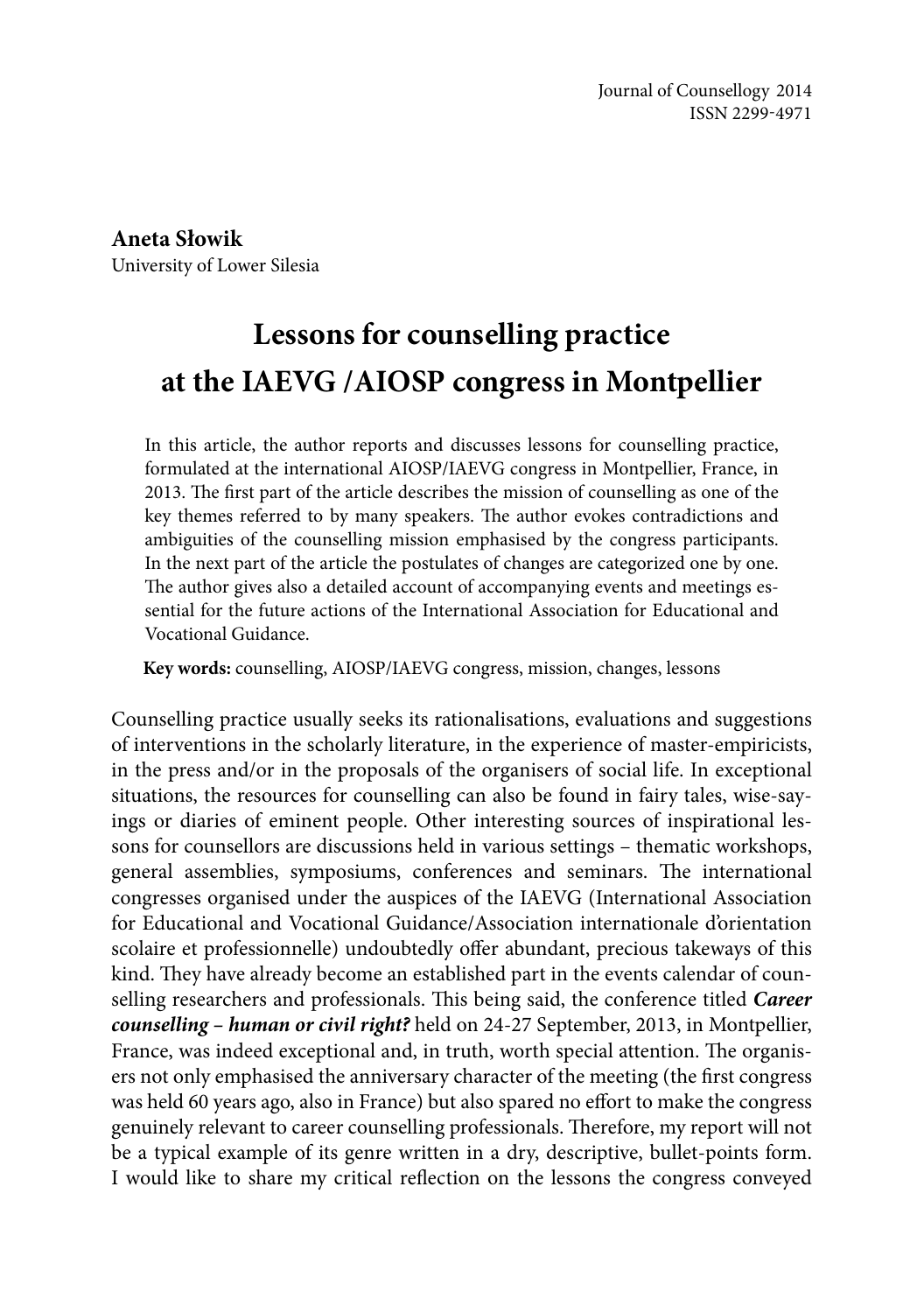Journal of Counsellogy 2014
ISSN 2299-4971

**Aneta Słowik**
University of Lower Silesia

# Lessons for counselling practice at the IAEVG /AIOSP congress in Montpellier

In this article, the author reports and discusses lessons for counselling practice, formulated at the international AIOSP/IAEVG congress in Montpellier, France, in 2013. The first part of the article describes the mission of counselling as one of the key themes referred to by many speakers. The author evokes contradictions and ambiguities of the counselling mission emphasised by the congress participants. In the next part of the article the postulates of changes are categorized one by one. The author gives also a detailed account of accompanying events and meetings essential for the future actions of the International Association for Educational and Vocational Guidance.

**Key words:** counselling, AIOSP/IAEVG congress, mission, changes, lessons

Counselling practice usually seeks its rationalisations, evaluations and suggestions of interventions in the scholarly literature, in the experience of master-empiricists, in the press and/or in the proposals of the organisers of social life. In exceptional situations, the resources for counselling can also be found in fairy tales, wise-sayings or diaries of eminent people. Other interesting sources of inspirational lessons for counsellors are discussions held in various settings – thematic workshops, general assemblies, symposiums, conferences and seminars. The international congresses organised under the auspices of the IAEVG (International Association for Educational and Vocational Guidance/Association internationale d'orientation scolaire et professionnelle) undoubtedly offer abundant, precious takeaways of this kind. They have already become an established part in the events calendar of counselling researchers and professionals. This being said, the conference titled ***Career counselling – human or civil right?*** held on 24-27 September, 2013, in Montpellier, France, was indeed exceptional and, in truth, worth special attention. The organisers not only emphasised the anniversary character of the meeting (the first congress was held 60 years ago, also in France) but also spared no effort to make the congress genuinely relevant to career counselling professionals. Therefore, my report will not be a typical example of its genre written in a dry, descriptive, bullet-points form. I would like to share my critical reflection on the lessons the congress conveyed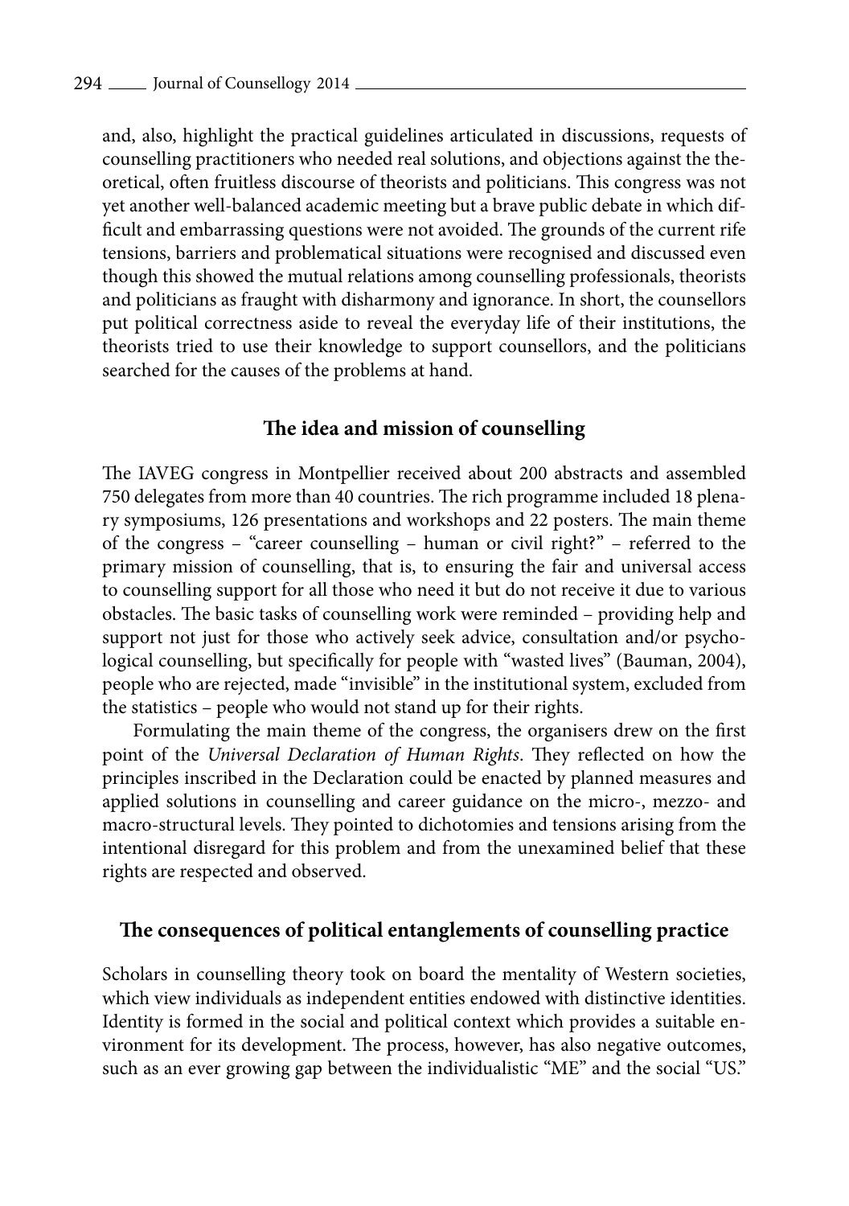and, also, highlight the practical guidelines articulated in discussions, requests of counselling practitioners who needed real solutions, and objections against the theoretical, often fruitless discourse of theorists and politicians. This congress was not yet another well-balanced academic meeting but a brave public debate in which difficult and embarrassing questions were not avoided. The grounds of the current rife tensions, barriers and problematical situations were recognised and discussed even though this showed the mutual relations among counselling professionals, theorists and politicians as fraught with disharmony and ignorance. In short, the counsellors put political correctness aside to reveal the everyday life of their institutions, the theorists tried to use their knowledge to support counsellors, and the politicians searched for the causes of the problems at hand.

## The idea and mission of counselling

The IAVEG congress in Montpellier received about 200 abstracts and assembled 750 delegates from more than 40 countries. The rich programme included 18 plenary symposiums, 126 presentations and workshops and 22 posters. The main theme of the congress – "career counselling – human or civil right?" – referred to the primary mission of counselling, that is, to ensuring the fair and universal access to counselling support for all those who need it but do not receive it due to various obstacles. The basic tasks of counselling work were reminded – providing help and support not just for those who actively seek advice, consultation and/or psychological counselling, but specifically for people with "wasted lives" (Bauman, 2004), people who are rejected, made "invisible" in the institutional system, excluded from the statistics – people who would not stand up for their rights.

Formulating the main theme of the congress, the organisers drew on the first point of the *Universal Declaration of Human Rights*. They reflected on how the principles inscribed in the Declaration could be enacted by planned measures and applied solutions in counselling and career guidance on the micro-, mezzo- and macro-structural levels. They pointed to dichotomies and tensions arising from the intentional disregard for this problem and from the unexamined belief that these rights are respected and observed.

## The consequences of political entanglements of counselling practice

Scholars in counselling theory took on board the mentality of Western societies, which view individuals as independent entities endowed with distinctive identities. Identity is formed in the social and political context which provides a suitable environment for its development. The process, however, has also negative outcomes, such as an ever growing gap between the individualistic "ME" and the social "US."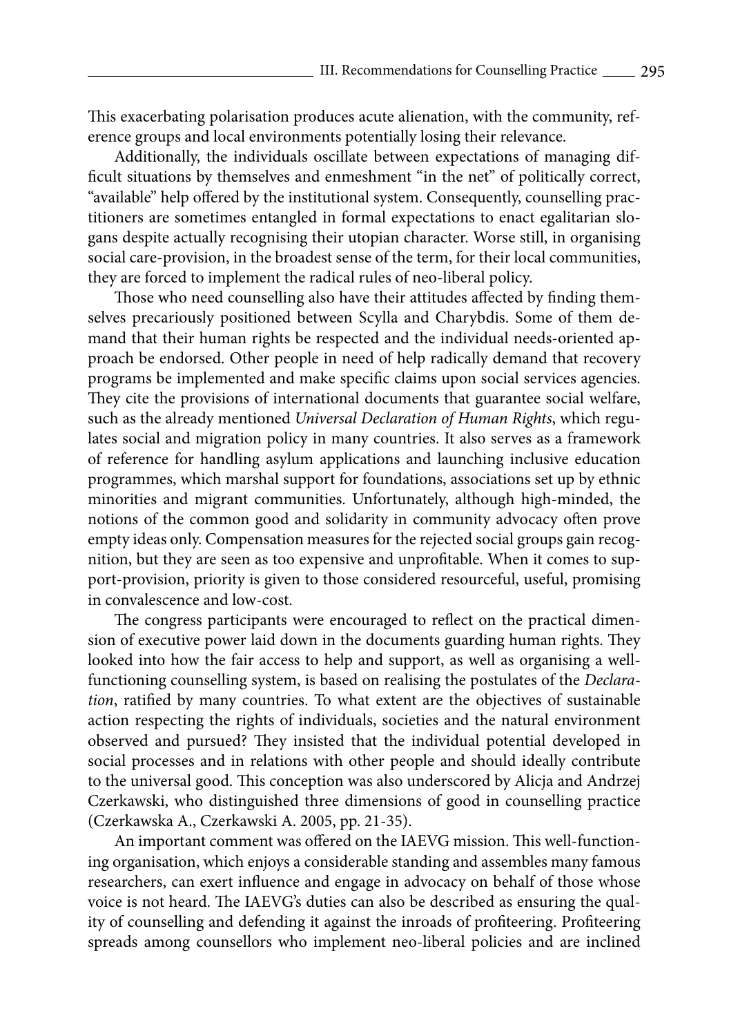This exacerbating polarisation produces acute alienation, with the community, reference groups and local environments potentially losing their relevance.

Additionally, the individuals oscillate between expectations of managing difficult situations by themselves and enmeshment "in the net" of politically correct, "available" help offered by the institutional system. Consequently, counselling practitioners are sometimes entangled in formal expectations to enact egalitarian slogans despite actually recognising their utopian character. Worse still, in organising social care-provision, in the broadest sense of the term, for their local communities, they are forced to implement the radical rules of neo-liberal policy.

Those who need counselling also have their attitudes affected by finding themselves precariously positioned between Scylla and Charybdis. Some of them demand that their human rights be respected and the individual needs-oriented approach be endorsed. Other people in need of help radically demand that recovery programs be implemented and make specific claims upon social services agencies. They cite the provisions of international documents that guarantee social welfare, such as the already mentioned *Universal Declaration of Human Rights*, which regulates social and migration policy in many countries. It also serves as a framework of reference for handling asylum applications and launching inclusive education programmes, which marshal support for foundations, associations set up by ethnic minorities and migrant communities. Unfortunately, although high-minded, the notions of the common good and solidarity in community advocacy often prove empty ideas only. Compensation measures for the rejected social groups gain recognition, but they are seen as too expensive and unprofitable. When it comes to support-provision, priority is given to those considered resourceful, useful, promising in convalescence and low-cost.

The congress participants were encouraged to reflect on the practical dimension of executive power laid down in the documents guarding human rights. They looked into how the fair access to help and support, as well as organising a well-functioning counselling system, is based on realising the postulates of the *Declaration*, ratified by many countries. To what extent are the objectives of sustainable action respecting the rights of individuals, societies and the natural environment observed and pursued? They insisted that the individual potential developed in social processes and in relations with other people and should ideally contribute to the universal good. This conception was also underscored by Alicja and Andrzej Czerkawski, who distinguished three dimensions of good in counselling practice (Czerkawska A., Czerkawski A. 2005, pp. 21-35).

An important comment was offered on the IAEVG mission. This well-functioning organisation, which enjoys a considerable standing and assembles many famous researchers, can exert influence and engage in advocacy on behalf of those whose voice is not heard. The IAEVG's duties can also be described as ensuring the quality of counselling and defending it against the inroads of profiteering. Profiteering spreads among counsellors who implement neo-liberal policies and are inclined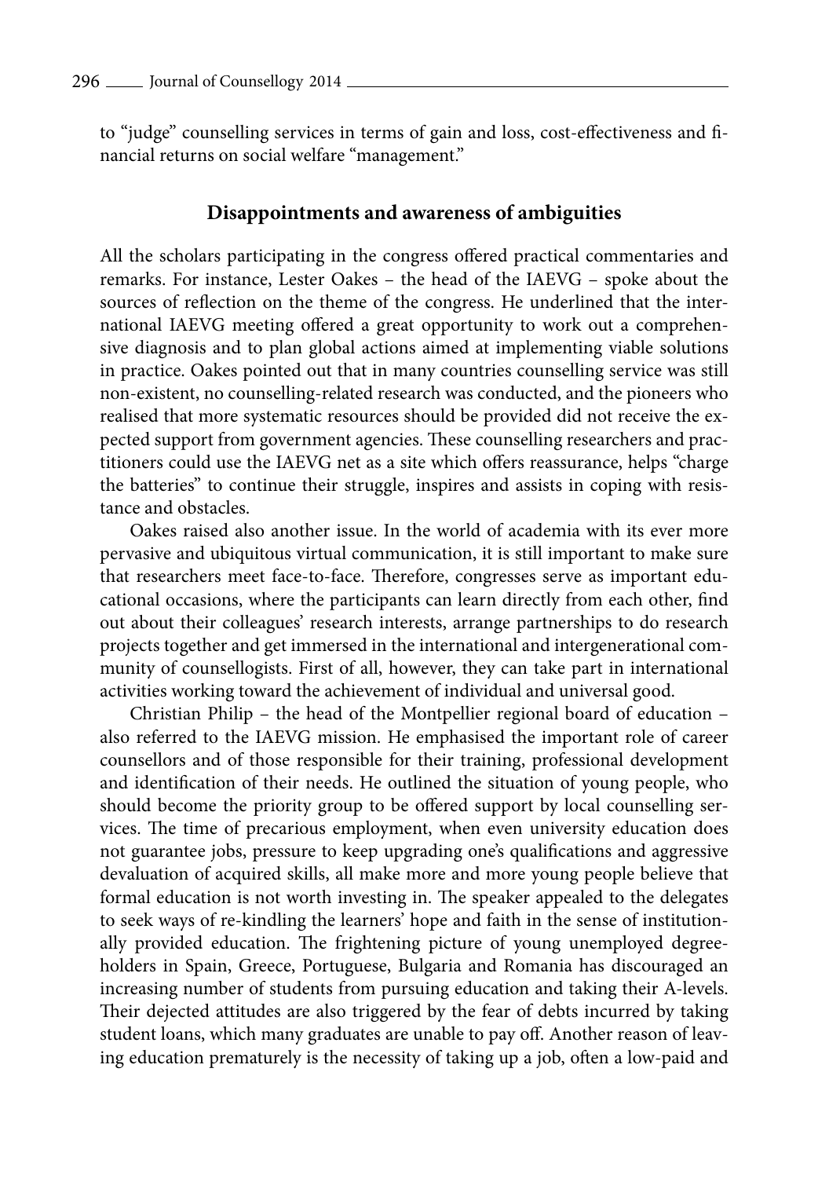to "judge" counselling services in terms of gain and loss, cost-effectiveness and financial returns on social welfare "management."

## Disappointments and awareness of ambiguities

All the scholars participating in the congress offered practical commentaries and remarks. For instance, Lester Oakes – the head of the IAEVG – spoke about the sources of reflection on the theme of the congress. He underlined that the international IAEVG meeting offered a great opportunity to work out a comprehensive diagnosis and to plan global actions aimed at implementing viable solutions in practice. Oakes pointed out that in many countries counselling service was still non-existent, no counselling-related research was conducted, and the pioneers who realised that more systematic resources should be provided did not receive the expected support from government agencies. These counselling researchers and practitioners could use the IAEVG net as a site which offers reassurance, helps "charge the batteries" to continue their struggle, inspires and assists in coping with resistance and obstacles.

Oakes raised also another issue. In the world of academia with its ever more pervasive and ubiquitous virtual communication, it is still important to make sure that researchers meet face-to-face. Therefore, congresses serve as important educational occasions, where the participants can learn directly from each other, find out about their colleagues' research interests, arrange partnerships to do research projects together and get immersed in the international and intergenerational community of counsellogists. First of all, however, they can take part in international activities working toward the achievement of individual and universal good.

Christian Philip – the head of the Montpellier regional board of education – also referred to the IAEVG mission. He emphasised the important role of career counsellors and of those responsible for their training, professional development and identification of their needs. He outlined the situation of young people, who should become the priority group to be offered support by local counselling services. The time of precarious employment, when even university education does not guarantee jobs, pressure to keep upgrading one's qualifications and aggressive devaluation of acquired skills, all make more and more young people believe that formal education is not worth investing in. The speaker appealed to the delegates to seek ways of re-kindling the learners' hope and faith in the sense of institutionally provided education. The frightening picture of young unemployed degree-holders in Spain, Greece, Portuguese, Bulgaria and Romania has discouraged an increasing number of students from pursuing education and taking their A-levels. Their dejected attitudes are also triggered by the fear of debts incurred by taking student loans, which many graduates are unable to pay off. Another reason of leaving education prematurely is the necessity of taking up a job, often a low-paid and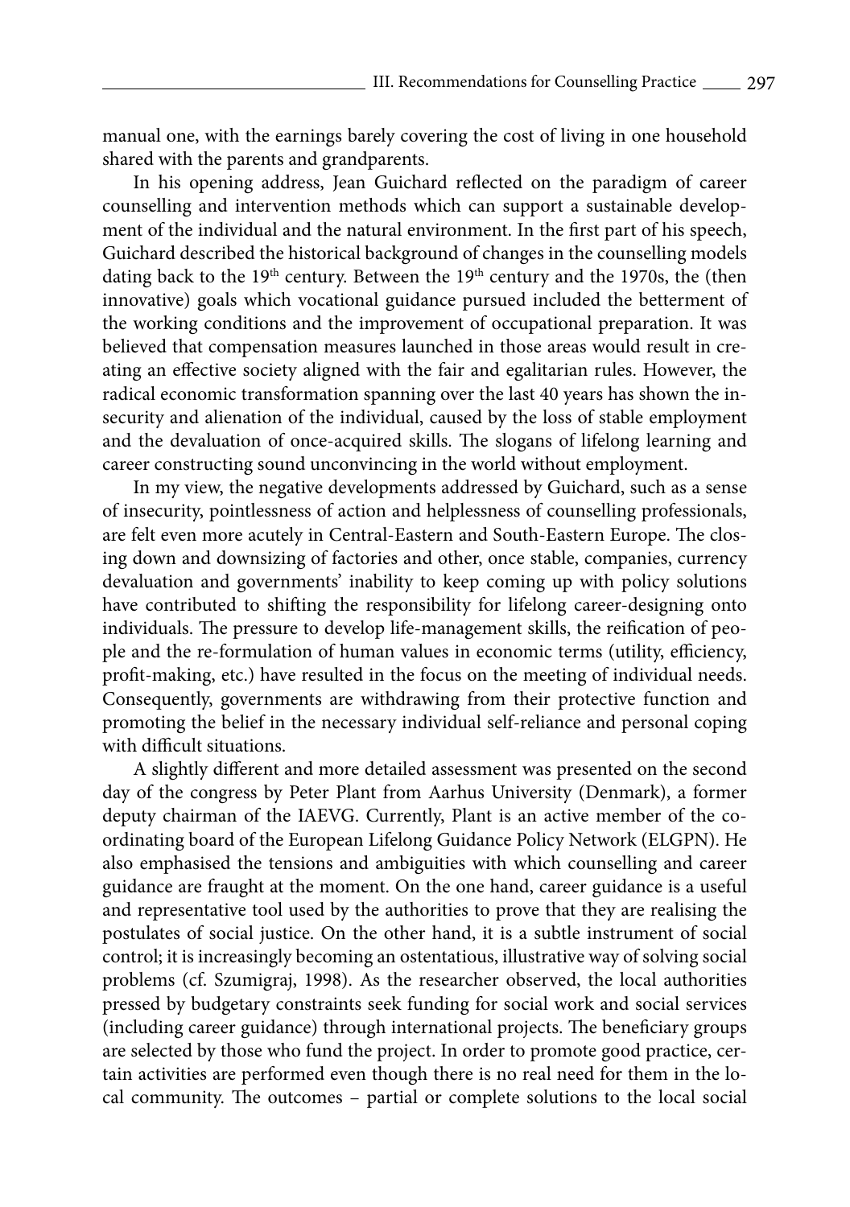manual one, with the earnings barely covering the cost of living in one household shared with the parents and grandparents.

In his opening address, Jean Guichard reflected on the paradigm of career counselling and intervention methods which can support a sustainable development of the individual and the natural environment. In the first part of his speech, Guichard described the historical background of changes in the counselling models dating back to the 19th century. Between the 19th century and the 1970s, the (then innovative) goals which vocational guidance pursued included the betterment of the working conditions and the improvement of occupational preparation. It was believed that compensation measures launched in those areas would result in creating an effective society aligned with the fair and egalitarian rules. However, the radical economic transformation spanning over the last 40 years has shown the insecurity and alienation of the individual, caused by the loss of stable employment and the devaluation of once-acquired skills. The slogans of lifelong learning and career constructing sound unconvincing in the world without employment.

In my view, the negative developments addressed by Guichard, such as a sense of insecurity, pointlessness of action and helplessness of counselling professionals, are felt even more acutely in Central-Eastern and South-Eastern Europe. The closing down and downsizing of factories and other, once stable, companies, currency devaluation and governments' inability to keep coming up with policy solutions have contributed to shifting the responsibility for lifelong career-designing onto individuals. The pressure to develop life-management skills, the reification of people and the re-formulation of human values in economic terms (utility, efficiency, profit-making, etc.) have resulted in the focus on the meeting of individual needs. Consequently, governments are withdrawing from their protective function and promoting the belief in the necessary individual self-reliance and personal coping with difficult situations.

A slightly different and more detailed assessment was presented on the second day of the congress by Peter Plant from Aarhus University (Denmark), a former deputy chairman of the IAEVG. Currently, Plant is an active member of the coordinating board of the European Lifelong Guidance Policy Network (ELGPN). He also emphasised the tensions and ambiguities with which counselling and career guidance are fraught at the moment. On the one hand, career guidance is a useful and representative tool used by the authorities to prove that they are realising the postulates of social justice. On the other hand, it is a subtle instrument of social control; it is increasingly becoming an ostentatious, illustrative way of solving social problems (cf. Szumigraj, 1998). As the researcher observed, the local authorities pressed by budgetary constraints seek funding for social work and social services (including career guidance) through international projects. The beneficiary groups are selected by those who fund the project. In order to promote good practice, certain activities are performed even though there is no real need for them in the local community. The outcomes – partial or complete solutions to the local social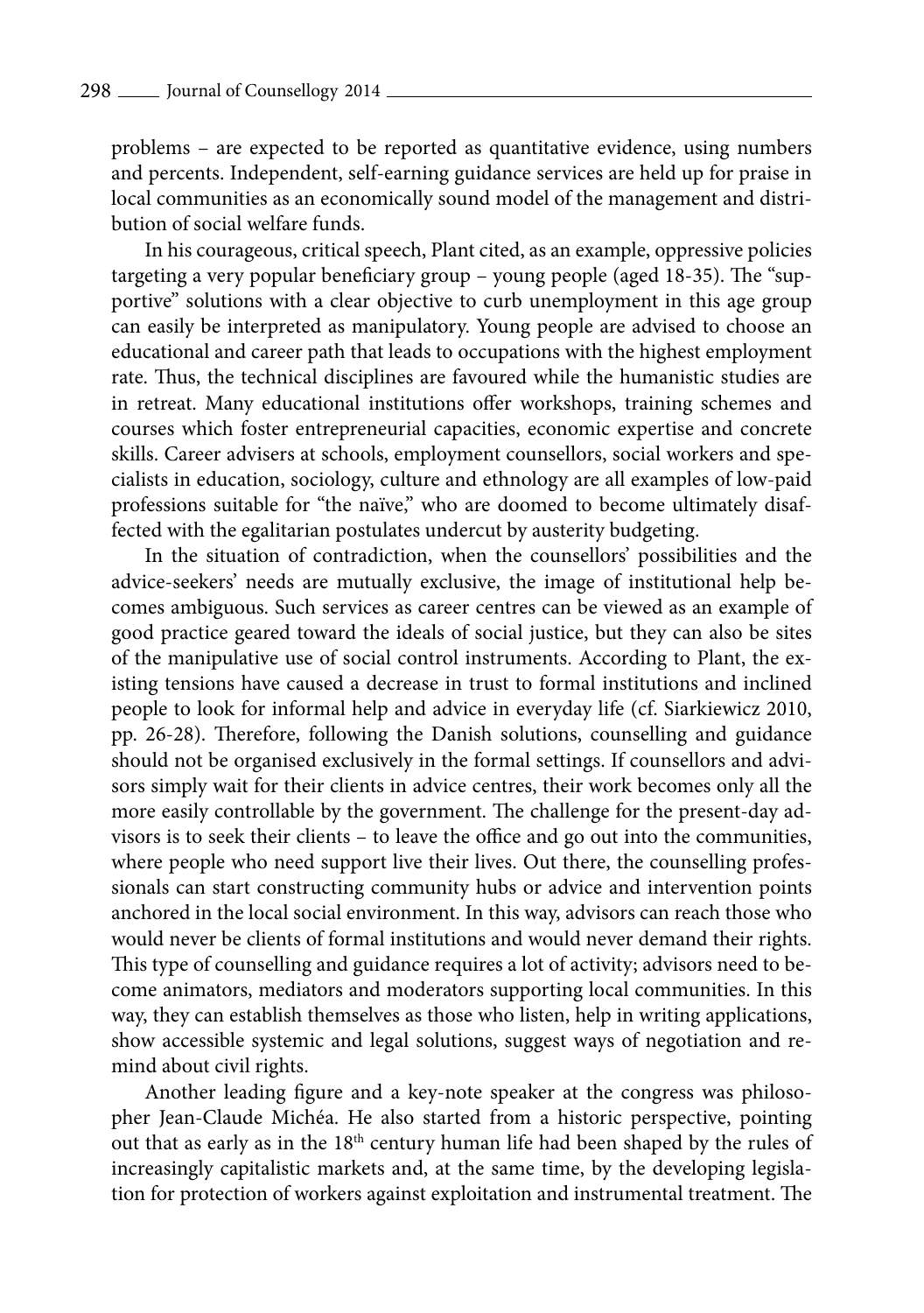problems – are expected to be reported as quantitative evidence, using numbers and percents. Independent, self-earning guidance services are held up for praise in local communities as an economically sound model of the management and distribution of social welfare funds.

In his courageous, critical speech, Plant cited, as an example, oppressive policies targeting a very popular beneficiary group – young people (aged 18-35). The "supportive" solutions with a clear objective to curb unemployment in this age group can easily be interpreted as manipulatory. Young people are advised to choose an educational and career path that leads to occupations with the highest employment rate. Thus, the technical disciplines are favoured while the humanistic studies are in retreat. Many educational institutions offer workshops, training schemes and courses which foster entrepreneurial capacities, economic expertise and concrete skills. Career advisers at schools, employment counsellors, social workers and specialists in education, sociology, culture and ethnology are all examples of low-paid professions suitable for "the naïve," who are doomed to become ultimately disaffected with the egalitarian postulates undercut by austerity budgeting.

In the situation of contradiction, when the counsellors' possibilities and the advice-seekers' needs are mutually exclusive, the image of institutional help becomes ambiguous. Such services as career centres can be viewed as an example of good practice geared toward the ideals of social justice, but they can also be sites of the manipulative use of social control instruments. According to Plant, the existing tensions have caused a decrease in trust to formal institutions and inclined people to look for informal help and advice in everyday life (cf. Siarkiewicz 2010, pp. 26-28). Therefore, following the Danish solutions, counselling and guidance should not be organised exclusively in the formal settings. If counsellors and advisors simply wait for their clients in advice centres, their work becomes only all the more easily controllable by the government. The challenge for the present-day advisors is to seek their clients – to leave the office and go out into the communities, where people who need support live their lives. Out there, the counselling professionals can start constructing community hubs or advice and intervention points anchored in the local social environment. In this way, advisors can reach those who would never be clients of formal institutions and would never demand their rights. This type of counselling and guidance requires a lot of activity; advisors need to become animators, mediators and moderators supporting local communities. In this way, they can establish themselves as those who listen, help in writing applications, show accessible systemic and legal solutions, suggest ways of negotiation and remind about civil rights.

Another leading figure and a key-note speaker at the congress was philosopher Jean-Claude Michéa. He also started from a historic perspective, pointing out that as early as in the 18th century human life had been shaped by the rules of increasingly capitalistic markets and, at the same time, by the developing legislation for protection of workers against exploitation and instrumental treatment. The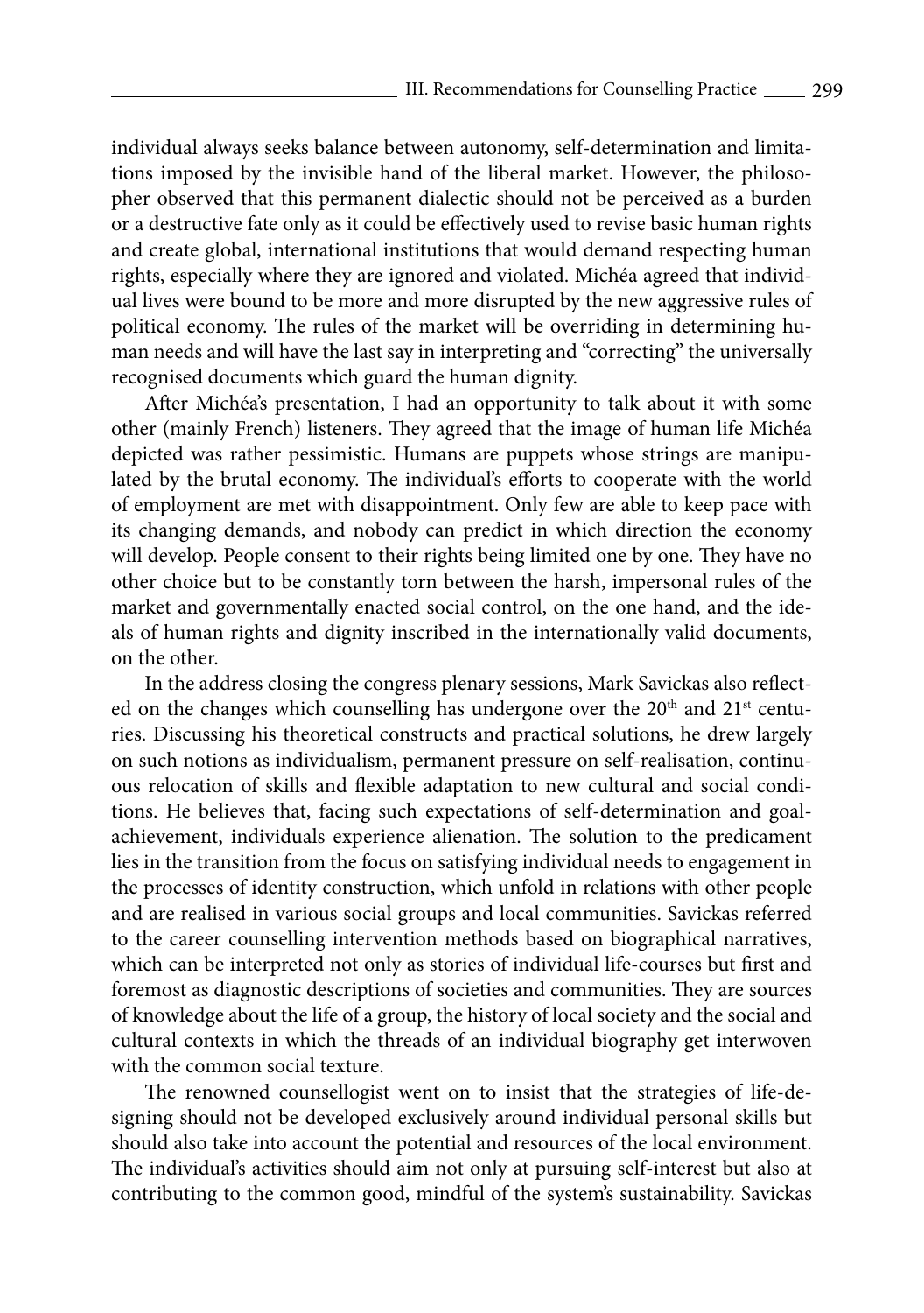individual always seeks balance between autonomy, self-determination and limitations imposed by the invisible hand of the liberal market. However, the philosopher observed that this permanent dialectic should not be perceived as a burden or a destructive fate only as it could be effectively used to revise basic human rights and create global, international institutions that would demand respecting human rights, especially where they are ignored and violated. Michéa agreed that individual lives were bound to be more and more disrupted by the new aggressive rules of political economy. The rules of the market will be overriding in determining human needs and will have the last say in interpreting and "correcting" the universally recognised documents which guard the human dignity.

After Michéa's presentation, I had an opportunity to talk about it with some other (mainly French) listeners. They agreed that the image of human life Michéa depicted was rather pessimistic. Humans are puppets whose strings are manipulated by the brutal economy. The individual's efforts to cooperate with the world of employment are met with disappointment. Only few are able to keep pace with its changing demands, and nobody can predict in which direction the economy will develop. People consent to their rights being limited one by one. They have no other choice but to be constantly torn between the harsh, impersonal rules of the market and governmentally enacted social control, on the one hand, and the ideals of human rights and dignity inscribed in the internationally valid documents, on the other.

In the address closing the congress plenary sessions, Mark Savickas also reflected on the changes which counselling has undergone over the 20th and 21st centuries. Discussing his theoretical constructs and practical solutions, he drew largely on such notions as individualism, permanent pressure on self-realisation, continuous relocation of skills and flexible adaptation to new cultural and social conditions. He believes that, facing such expectations of self-determination and goal-achievement, individuals experience alienation. The solution to the predicament lies in the transition from the focus on satisfying individual needs to engagement in the processes of identity construction, which unfold in relations with other people and are realised in various social groups and local communities. Savickas referred to the career counselling intervention methods based on biographical narratives, which can be interpreted not only as stories of individual life-courses but first and foremost as diagnostic descriptions of societies and communities. They are sources of knowledge about the life of a group, the history of local society and the social and cultural contexts in which the threads of an individual biography get interwoven with the common social texture.

The renowned counsellogist went on to insist that the strategies of life-designing should not be developed exclusively around individual personal skills but should also take into account the potential and resources of the local environment. The individual's activities should aim not only at pursuing self-interest but also at contributing to the common good, mindful of the system's sustainability. Savickas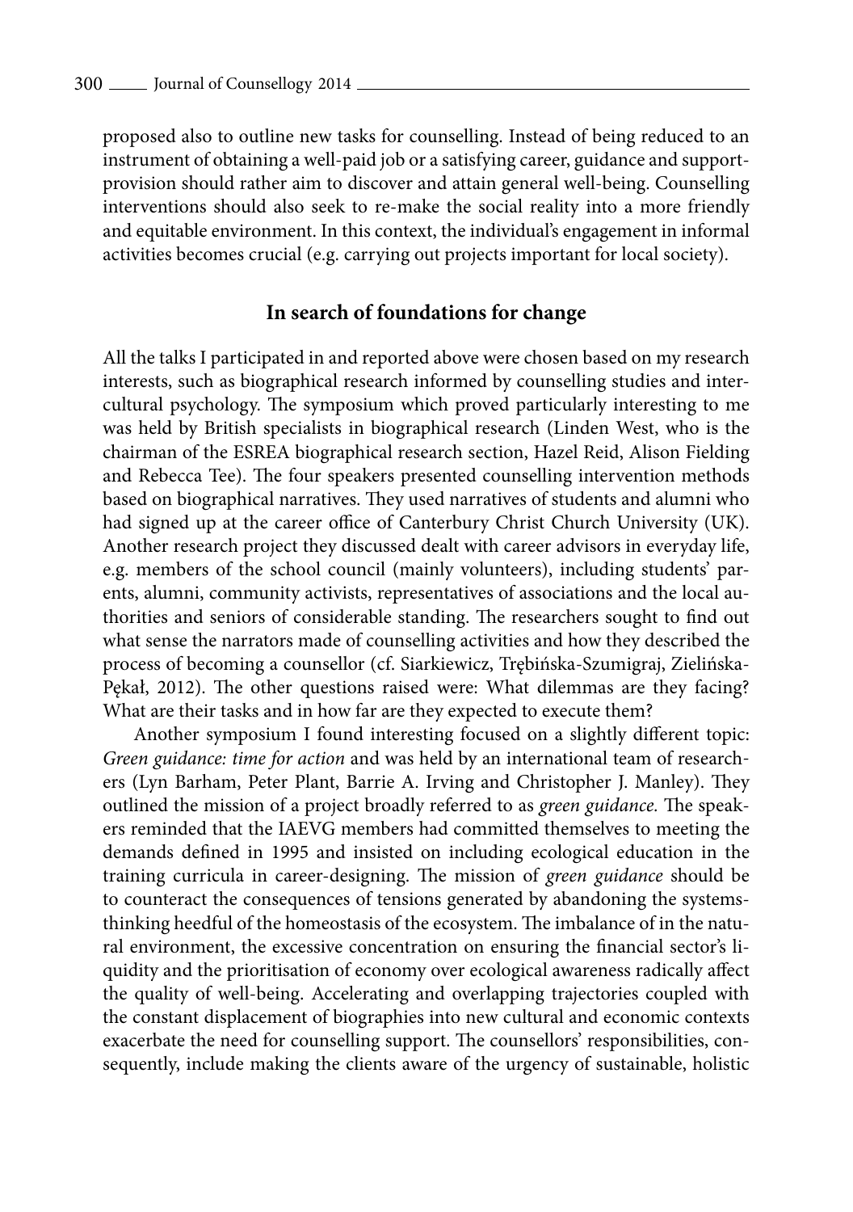proposed also to outline new tasks for counselling. Instead of being reduced to an instrument of obtaining a well-paid job or a satisfying career, guidance and support-provision should rather aim to discover and attain general well-being. Counselling interventions should also seek to re-make the social reality into a more friendly and equitable environment. In this context, the individual's engagement in informal activities becomes crucial (e.g. carrying out projects important for local society).

## In search of foundations for change

All the talks I participated in and reported above were chosen based on my research interests, such as biographical research informed by counselling studies and intercultural psychology. The symposium which proved particularly interesting to me was held by British specialists in biographical research (Linden West, who is the chairman of the ESREA biographical research section, Hazel Reid, Alison Fielding and Rebecca Tee). The four speakers presented counselling intervention methods based on biographical narratives. They used narratives of students and alumni who had signed up at the career office of Canterbury Christ Church University (UK). Another research project they discussed dealt with career advisors in everyday life, e.g. members of the school council (mainly volunteers), including students' parents, alumni, community activists, representatives of associations and the local authorities and seniors of considerable standing. The researchers sought to find out what sense the narrators made of counselling activities and how they described the process of becoming a counsellor (cf. Siarkiewicz, Trębińska-Szumigraj, Zielińska-Pękał, 2012). The other questions raised were: What dilemmas are they facing? What are their tasks and in how far are they expected to execute them?

Another symposium I found interesting focused on a slightly different topic: *Green guidance: time for action* and was held by an international team of researchers (Lyn Barham, Peter Plant, Barrie A. Irving and Christopher J. Manley). They outlined the mission of a project broadly referred to as *green guidance.* The speakers reminded that the IAEVG members had committed themselves to meeting the demands defined in 1995 and insisted on including ecological education in the training curricula in career-designing. The mission of *green guidance* should be to counteract the consequences of tensions generated by abandoning the systems-thinking heedful of the homeostasis of the ecosystem. The imbalance of in the natural environment, the excessive concentration on ensuring the financial sector's liquidity and the prioritisation of economy over ecological awareness radically affect the quality of well-being. Accelerating and overlapping trajectories coupled with the constant displacement of biographies into new cultural and economic contexts exacerbate the need for counselling support. The counsellors' responsibilities, consequently, include making the clients aware of the urgency of sustainable, holistic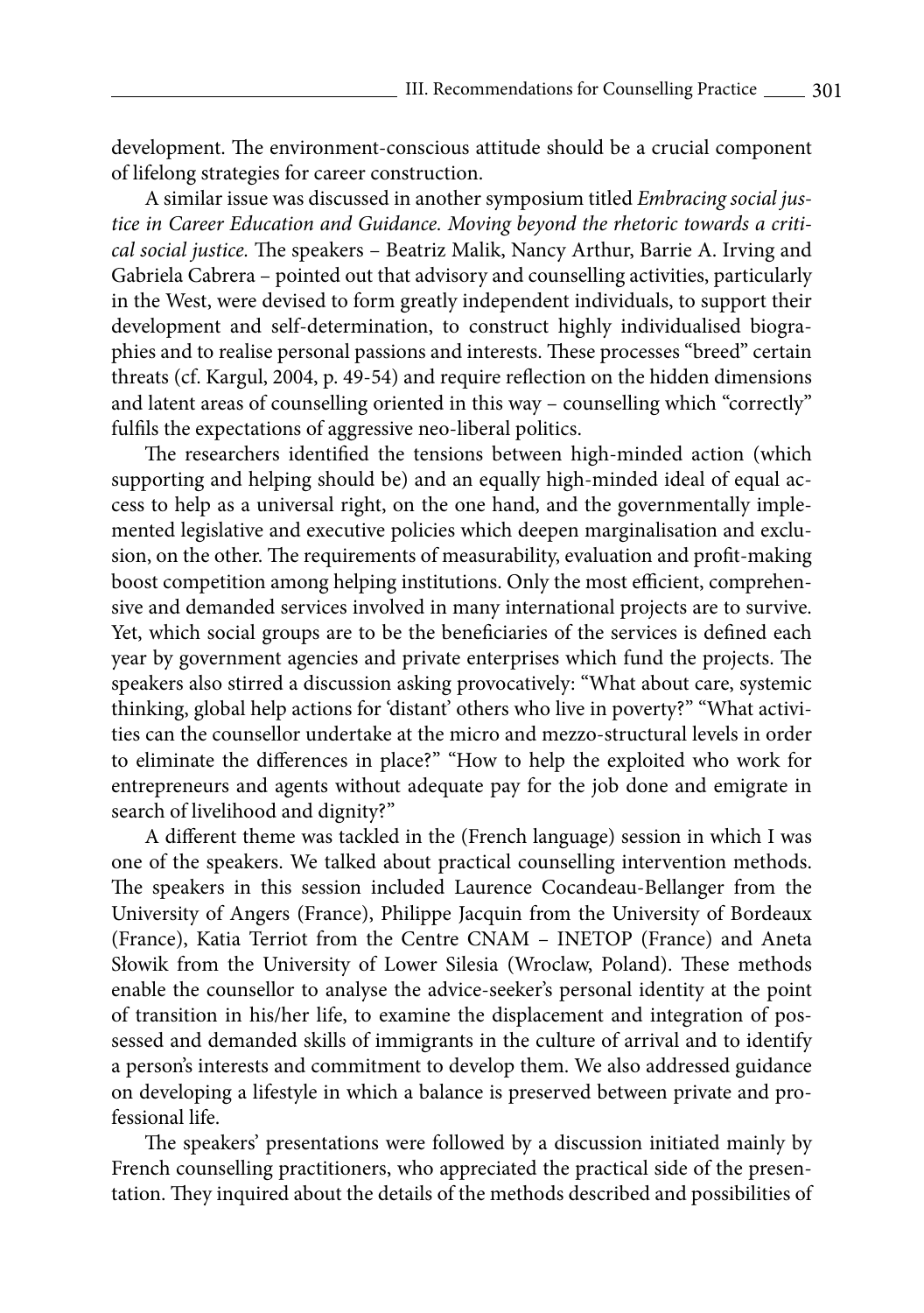development. The environment-conscious attitude should be a crucial component of lifelong strategies for career construction.

A similar issue was discussed in another symposium titled *Embracing social justice in Career Education and Guidance. Moving beyond the rhetoric towards a critical social justice.* The speakers – Beatriz Malik, Nancy Arthur, Barrie A. Irving and Gabriela Cabrera – pointed out that advisory and counselling activities, particularly in the West, were devised to form greatly independent individuals, to support their development and self-determination, to construct highly individualised biographies and to realise personal passions and interests. These processes "breed" certain threats (cf. Kargul, 2004, p. 49-54) and require reflection on the hidden dimensions and latent areas of counselling oriented in this way – counselling which "correctly" fulfils the expectations of aggressive neo-liberal politics.

The researchers identified the tensions between high-minded action (which supporting and helping should be) and an equally high-minded ideal of equal access to help as a universal right, on the one hand, and the governmentally implemented legislative and executive policies which deepen marginalisation and exclusion, on the other. The requirements of measurability, evaluation and profit-making boost competition among helping institutions. Only the most efficient, comprehensive and demanded services involved in many international projects are to survive. Yet, which social groups are to be the beneficiaries of the services is defined each year by government agencies and private enterprises which fund the projects. The speakers also stirred a discussion asking provocatively: "What about care, systemic thinking, global help actions for 'distant' others who live in poverty?" "What activities can the counsellor undertake at the micro and mezzo-structural levels in order to eliminate the differences in place?" "How to help the exploited who work for entrepreneurs and agents without adequate pay for the job done and emigrate in search of livelihood and dignity?"

A different theme was tackled in the (French language) session in which I was one of the speakers. We talked about practical counselling intervention methods. The speakers in this session included Laurence Cocandeau-Bellanger from the University of Angers (France), Philippe Jacquin from the University of Bordeaux (France), Katia Terriot from the Centre CNAM – INETOP (France) and Aneta Słowik from the University of Lower Silesia (Wroclaw, Poland). These methods enable the counsellor to analyse the advice-seeker's personal identity at the point of transition in his/her life, to examine the displacement and integration of possessed and demanded skills of immigrants in the culture of arrival and to identify a person's interests and commitment to develop them. We also addressed guidance on developing a lifestyle in which a balance is preserved between private and professional life.

The speakers' presentations were followed by a discussion initiated mainly by French counselling practitioners, who appreciated the practical side of the presentation. They inquired about the details of the methods described and possibilities of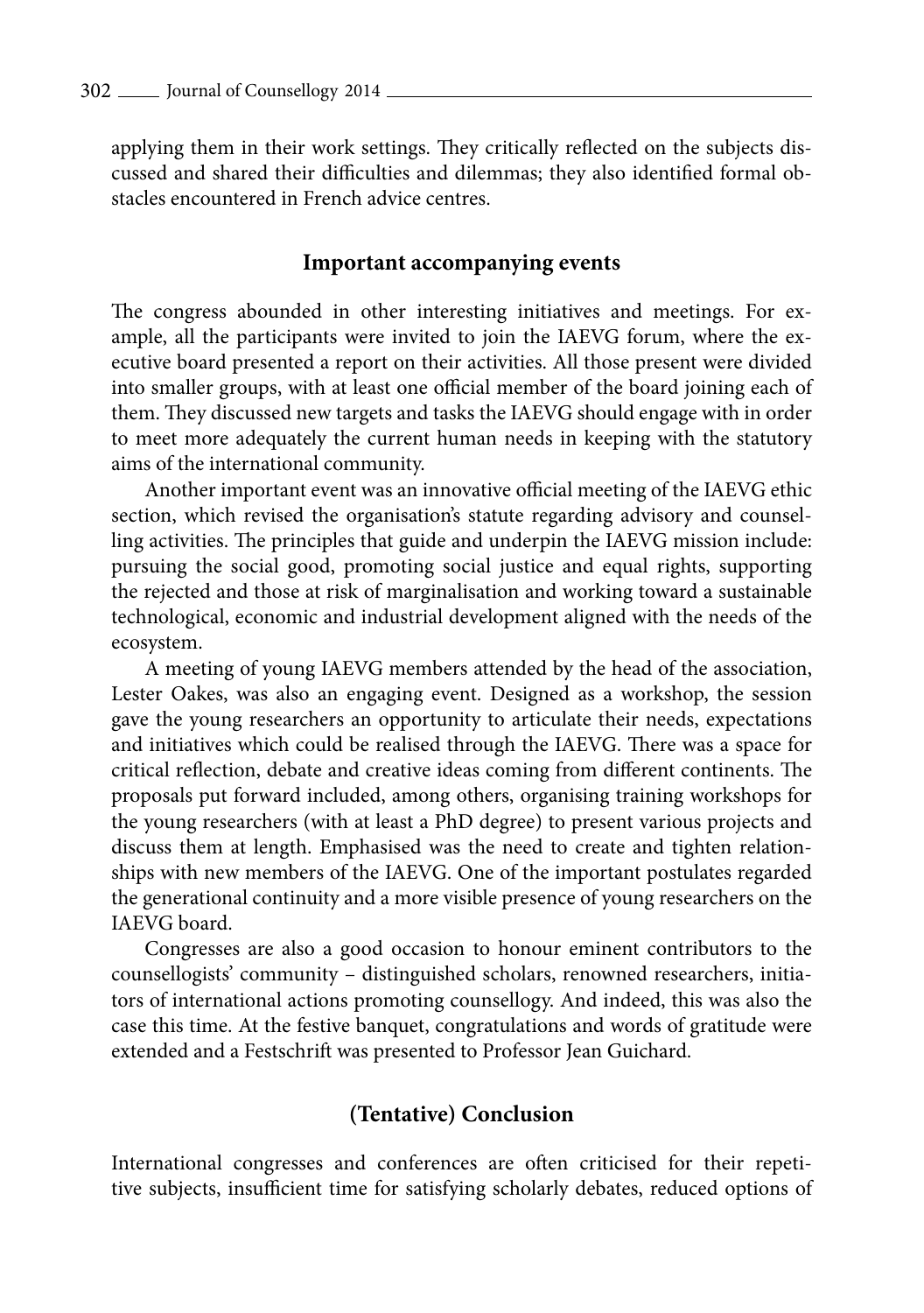applying them in their work settings. They critically reflected on the subjects discussed and shared their difficulties and dilemmas; they also identified formal obstacles encountered in French advice centres.

## Important accompanying events

The congress abounded in other interesting initiatives and meetings. For example, all the participants were invited to join the IAEVG forum, where the executive board presented a report on their activities. All those present were divided into smaller groups, with at least one official member of the board joining each of them. They discussed new targets and tasks the IAEVG should engage with in order to meet more adequately the current human needs in keeping with the statutory aims of the international community.

Another important event was an innovative official meeting of the IAEVG ethic section, which revised the organisation's statute regarding advisory and counselling activities. The principles that guide and underpin the IAEVG mission include: pursuing the social good, promoting social justice and equal rights, supporting the rejected and those at risk of marginalisation and working toward a sustainable technological, economic and industrial development aligned with the needs of the ecosystem.

A meeting of young IAEVG members attended by the head of the association, Lester Oakes, was also an engaging event. Designed as a workshop, the session gave the young researchers an opportunity to articulate their needs, expectations and initiatives which could be realised through the IAEVG. There was a space for critical reflection, debate and creative ideas coming from different continents. The proposals put forward included, among others, organising training workshops for the young researchers (with at least a PhD degree) to present various projects and discuss them at length. Emphasised was the need to create and tighten relationships with new members of the IAEVG. One of the important postulates regarded the generational continuity and a more visible presence of young researchers on the IAEVG board.

Congresses are also a good occasion to honour eminent contributors to the counsellogists' community – distinguished scholars, renowned researchers, initiators of international actions promoting counsellogy. And indeed, this was also the case this time. At the festive banquet, congratulations and words of gratitude were extended and a Festschrift was presented to Professor Jean Guichard.

## (Tentative) Conclusion

International congresses and conferences are often criticised for their repetitive subjects, insufficient time for satisfying scholarly debates, reduced options of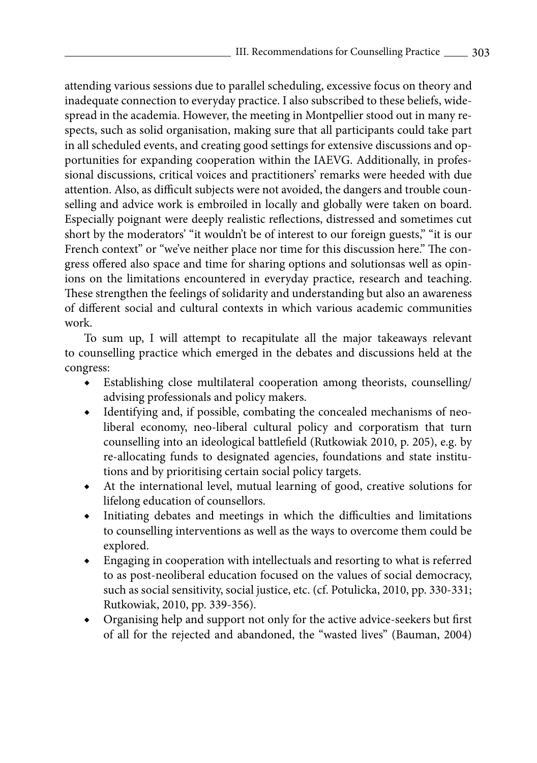attending various sessions due to parallel scheduling, excessive focus on theory and inadequate connection to everyday practice. I also subscribed to these beliefs, widespread in the academia. However, the meeting in Montpellier stood out in many respects, such as solid organisation, making sure that all participants could take part in all scheduled events, and creating good settings for extensive discussions and opportunities for expanding cooperation within the IAEVG. Additionally, in professional discussions, critical voices and practitioners' remarks were heeded with due attention. Also, as difficult subjects were not avoided, the dangers and trouble counselling and advice work is embroiled in locally and globally were taken on board. Especially poignant were deeply realistic reflections, distressed and sometimes cut short by the moderators' "it wouldn't be of interest to our foreign guests," "it is our French context" or "we've neither place nor time for this discussion here." The congress offered also space and time for sharing options and solutionsas well as opinions on the limitations encountered in everyday practice, research and teaching. These strengthen the feelings of solidarity and understanding but also an awareness of different social and cultural contexts in which various academic communities work.

To sum up, I will attempt to recapitulate all the major takeaways relevant to counselling practice which emerged in the debates and discussions held at the congress:

- Establishing close multilateral cooperation among theorists, counselling/advising professionals and policy makers.
- Identifying and, if possible, combating the concealed mechanisms of neo-liberal economy, neo-liberal cultural policy and corporatism that turn counselling into an ideological battlefield (Rutkowiak 2010, p. 205), e.g. by re-allocating funds to designated agencies, foundations and state institutions and by prioritising certain social policy targets.
- At the international level, mutual learning of good, creative solutions for lifelong education of counsellors.
- Initiating debates and meetings in which the difficulties and limitations to counselling interventions as well as the ways to overcome them could be explored.
- Engaging in cooperation with intellectuals and resorting to what is referred to as post-neoliberal education focused on the values of social democracy, such as social sensitivity, social justice, etc. (cf. Potulicka, 2010, pp. 330-331; Rutkowiak, 2010, pp. 339-356).
- Organising help and support not only for the active advice-seekers but first of all for the rejected and abandoned, the "wasted lives" (Bauman, 2004)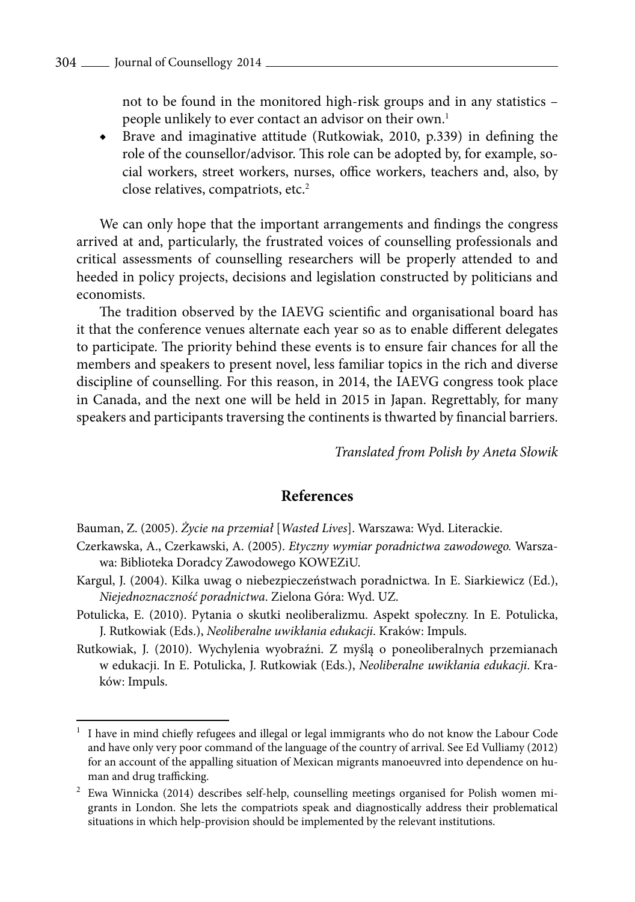not to be found in the monitored high-risk groups and in any statistics – people unlikely to ever contact an advisor on their own.[1]

- Brave and imaginative attitude (Rutkowiak, 2010, p.339) in defining the role of the counsellor/advisor. This role can be adopted by, for example, social workers, street workers, nurses, office workers, teachers and, also, by close relatives, compatriots, etc.[2]

We can only hope that the important arrangements and findings the congress arrived at and, particularly, the frustrated voices of counselling professionals and critical assessments of counselling researchers will be properly attended to and heeded in policy projects, decisions and legislation constructed by politicians and economists.

The tradition observed by the IAEVG scientific and organisational board has it that the conference venues alternate each year so as to enable different delegates to participate. The priority behind these events is to ensure fair chances for all the members and speakers to present novel, less familiar topics in the rich and diverse discipline of counselling. For this reason, in 2014, the IAEVG congress took place in Canada, and the next one will be held in 2015 in Japan. Regrettably, for many speakers and participants traversing the continents is thwarted by financial barriers.

*Translated from Polish by Aneta Słowik*

## References

Bauman, Z. (2005). *Życie na przemiał* [*Wasted Lives*]. Warszawa: Wyd. Literackie.

Czerkawska, A., Czerkawski, A. (2005). *Etyczny wymiar poradnictwa zawodowego.* Warszawa: Biblioteka Doradcy Zawodowego KOWEZiU.

Kargul, J. (2004). Kilka uwag o niebezpieczeństwach poradnictwa. In E. Siarkiewicz (Ed.), *Niejednoznaczność poradnictwa*. Zielona Góra: Wyd. UZ.

Potulicka, E. (2010). Pytania o skutki neoliberalizmu. Aspekt społeczny. In E. Potulicka, J. Rutkowiak (Eds.), *Neoliberalne uwikłania edukacji*. Kraków: Impuls.

Rutkowiak, J. (2010). Wychylenia wyobraźni. Z myślą o poneoliberalnych przemianach w edukacji. In E. Potulicka, J. Rutkowiak (Eds.), *Neoliberalne uwikłania edukacji*. Kraków: Impuls.

---

[1] I have in mind chiefly refugees and illegal or legal immigrants who do not know the Labour Code and have only very poor command of the language of the country of arrival. See Ed Vulliamy (2012) for an account of the appalling situation of Mexican migrants manoeuvred into dependence on human and drug trafficking.

[2] Ewa Winnicka (2014) describes self-help, counselling meetings organised for Polish women migrants in London. She lets the compatriots speak and diagnostically address their problematical situations in which help-provision should be implemented by the relevant institutions.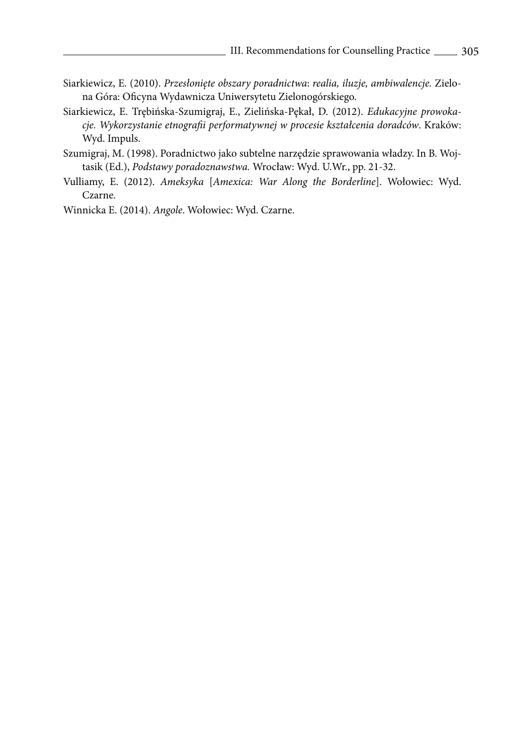Siarkiewicz, E. (2010). *Przesłonięte obszary poradnictwa*: *realia, iluzje, ambiwalencje.* Zielona Góra: Oficyna Wydawnicza Uniwersytetu Zielonogórskiego.

Siarkiewicz, E. Trębińska-Szumigraj, E., Zielińska-Pękał, D. (2012). *Edukacyjne prowokacje. Wykorzystanie etnografii performatywnej w procesie kształcenia doradców*. Kraków: Wyd. Impuls.

Szumigraj, M. (1998). Poradnictwo jako subtelne narzędzie sprawowania władzy. In B. Wojtasik (Ed.), *Podstawy poradoznawstwa.* Wrocław: Wyd. U.Wr., pp. 21-32.

Vulliamy, E. (2012). *Ameksyka* [*Amexica: War Along the Borderline*]. Wołowiec: Wyd. Czarne.

Winnicka E. (2014). *Angole*. Wołowiec: Wyd. Czarne.